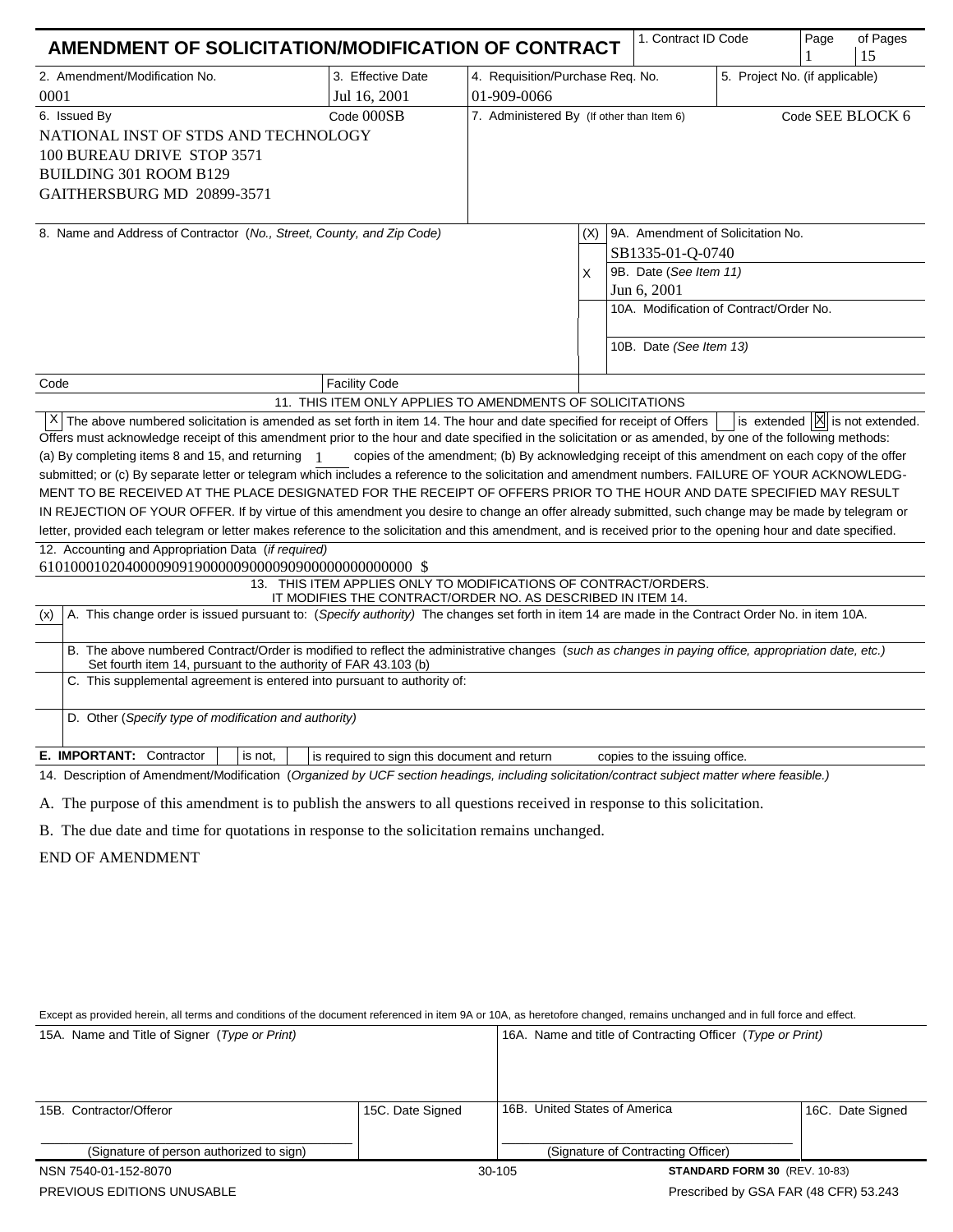# AMENDMENT OF SOLICITATION/MODIFICATION OF CONTRACT

| 1. Contract ID Code | Page | of Pages |
|---|---|---|
| | 1 | 15 |

| 2. Amendment/Modification No. | 3. Effective Date | 4. Requisition/Purchase Req. No. | 5. Project No. (if applicable) |
|---|---|---|---|
| 0001 | Jul 16, 2001 | 01-909-0066 | |

| 6. Issued By Code 000SB | 7. Administered By (If other than Item 6) Code SEE BLOCK 6 |
|---|---|
| NATIONAL INST OF STDS AND TECHNOLOGY<br>100 BUREAU DRIVE STOP 3571<br>BUILDING 301 ROOM B129<br>GAITHERSBURG MD 20899-3571 | |

| 8. Name and Address of Contractor (*No., Street, County, and Zip Code*) | (X) | |
|---|---|---|
| | | 9A. Amendment of Solicitation No.<br>SB1335-01-Q-0740 |
| | X | 9B. Date (*See Item 11*)<br>Jun 6, 2001 |
| | | 10A. Modification of Contract/Order No. |
| | | 10B. Date (*See Item 13*) |
| Code | Facility Code | |

## 11. THIS ITEM ONLY APPLIES TO AMENDMENTS OF SOLICITATIONS

[X] The above numbered solicitation is amended as set forth in item 14. The hour and date specified for receipt of Offers [ ] is extended [X] is not extended.

Offers must acknowledge receipt of this amendment prior to the hour and date specified in the solicitation or as amended, by one of the following methods: (a) By completing items 8 and 15, and returning 1 copies of the amendment; (b) By acknowledging receipt of this amendment on each copy of the offer submitted; or (c) By separate letter or telegram which includes a reference to the solicitation and amendment numbers. FAILURE OF YOUR ACKNOWLEDGMENT TO BE RECEIVED AT THE PLACE DESIGNATED FOR THE RECEIPT OF OFFERS PRIOR TO THE HOUR AND DATE SPECIFIED MAY RESULT IN REJECTION OF YOUR OFFER. If by virtue of this amendment you desire to change an offer already submitted, such change may be made by telegram or letter, provided each telegram or letter makes reference to the solicitation and this amendment, and is received prior to the opening hour and date specified.

12. Accounting and Appropriation Data (*if required*)
61010001020400009091900000900009090000000000000 $

## 13. THIS ITEM APPLIES ONLY TO MODIFICATIONS OF CONTRACT/ORDERS. IT MODIFIES THE CONTRACT/ORDER NO. AS DESCRIBED IN ITEM 14.

| (x) | |
|---|---|
| | A. This change order is issued pursuant to: (*Specify authority*) The changes set forth in item 14 are made in the Contract Order No. in item 10A. |
| | B. The above numbered Contract/Order is modified to reflect the administrative changes (*such as changes in paying office, appropriation date, etc.*) Set fourth item 14, pursuant to the authority of FAR 43.103 (b) |
| | C. This supplemental agreement is entered into pursuant to authority of: |
| | D. Other (*Specify type of modification and authority*) |

**E. IMPORTANT:** Contractor [ ] is not, [ ] is required to sign this document and return copies to the issuing office.

14. Description of Amendment/Modification (*Organized by UCF section headings, including solicitation/contract subject matter where feasible.*)

A. The purpose of this amendment is to publish the answers to all questions received in response to this solicitation.

B. The due date and time for quotations in response to the solicitation remains unchanged.

END OF AMENDMENT

Except as provided herein, all terms and conditions of the document referenced in item 9A or 10A, as heretofore changed, remains unchanged and in full force and effect.

| 15A. Name and Title of Signer (*Type or Print*) | | 16A. Name and title of Contracting Officer (*Type or Print*) | |
|---|---|---|---|
| 15B. Contractor/Offeror<br><br>(Signature of person authorized to sign) | 15C. Date Signed | 16B. United States of America<br><br>(Signature of Contracting Officer) | 16C. Date Signed |

NSN 7540-01-152-8070 | 30-105 | **STANDARD FORM 30** (REV. 10-83)
PREVIOUS EDITIONS UNUSABLE | Prescribed by GSA FAR (48 CFR) 53.243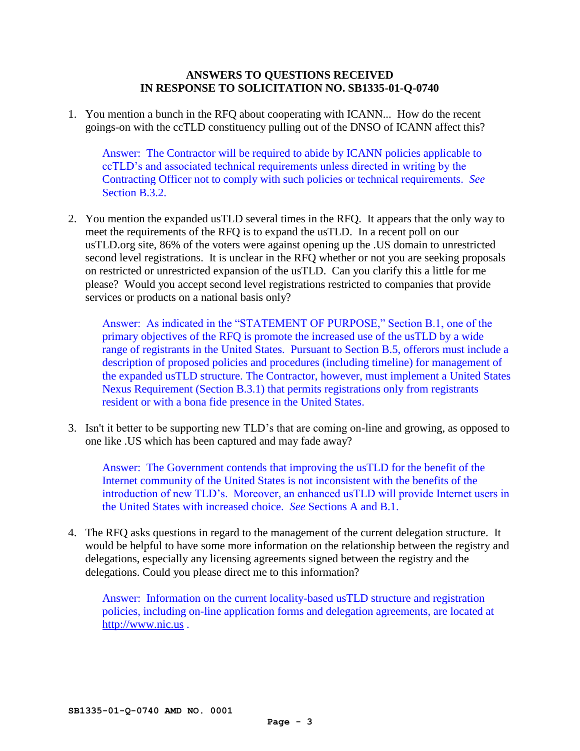**ANSWERS TO QUESTIONS RECEIVED IN RESPONSE TO SOLICITATION NO. SB1335-01-Q-0740**

1. You mention a bunch in the RFQ about cooperating with ICANN... How do the recent goings-on with the ccTLD constituency pulling out of the DNSO of ICANN affect this?

   Answer: The Contractor will be required to abide by ICANN policies applicable to ccTLD's and associated technical requirements unless directed in writing by the Contracting Officer not to comply with such policies or technical requirements. *See* Section B.3.2.

2. You mention the expanded usTLD several times in the RFQ. It appears that the only way to meet the requirements of the RFQ is to expand the usTLD. In a recent poll on our usTLD.org site, 86% of the voters were against opening up the .US domain to unrestricted second level registrations. It is unclear in the RFQ whether or not you are seeking proposals on restricted or unrestricted expansion of the usTLD. Can you clarify this a little for me please? Would you accept second level registrations restricted to companies that provide services or products on a national basis only?

   Answer: As indicated in the "STATEMENT OF PURPOSE," Section B.1, one of the primary objectives of the RFQ is promote the increased use of the usTLD by a wide range of registrants in the United States. Pursuant to Section B.5, offerors must include a description of proposed policies and procedures (including timeline) for management of the expanded usTLD structure. The Contractor, however, must implement a United States Nexus Requirement (Section B.3.1) that permits registrations only from registrants resident or with a bona fide presence in the United States.

3. Isn't it better to be supporting new TLD's that are coming on-line and growing, as opposed to one like .US which has been captured and may fade away?

   Answer: The Government contends that improving the usTLD for the benefit of the Internet community of the United States is not inconsistent with the benefits of the introduction of new TLD's. Moreover, an enhanced usTLD will provide Internet users in the United States with increased choice. *See* Sections A and B.1.

4. The RFQ asks questions in regard to the management of the current delegation structure. It would be helpful to have some more information on the relationship between the registry and delegations, especially any licensing agreements signed between the registry and the delegations. Could you please direct me to this information?

   Answer: Information on the current locality-based usTLD structure and registration policies, including on-line application forms and delegation agreements, are located at http://www.nic.us .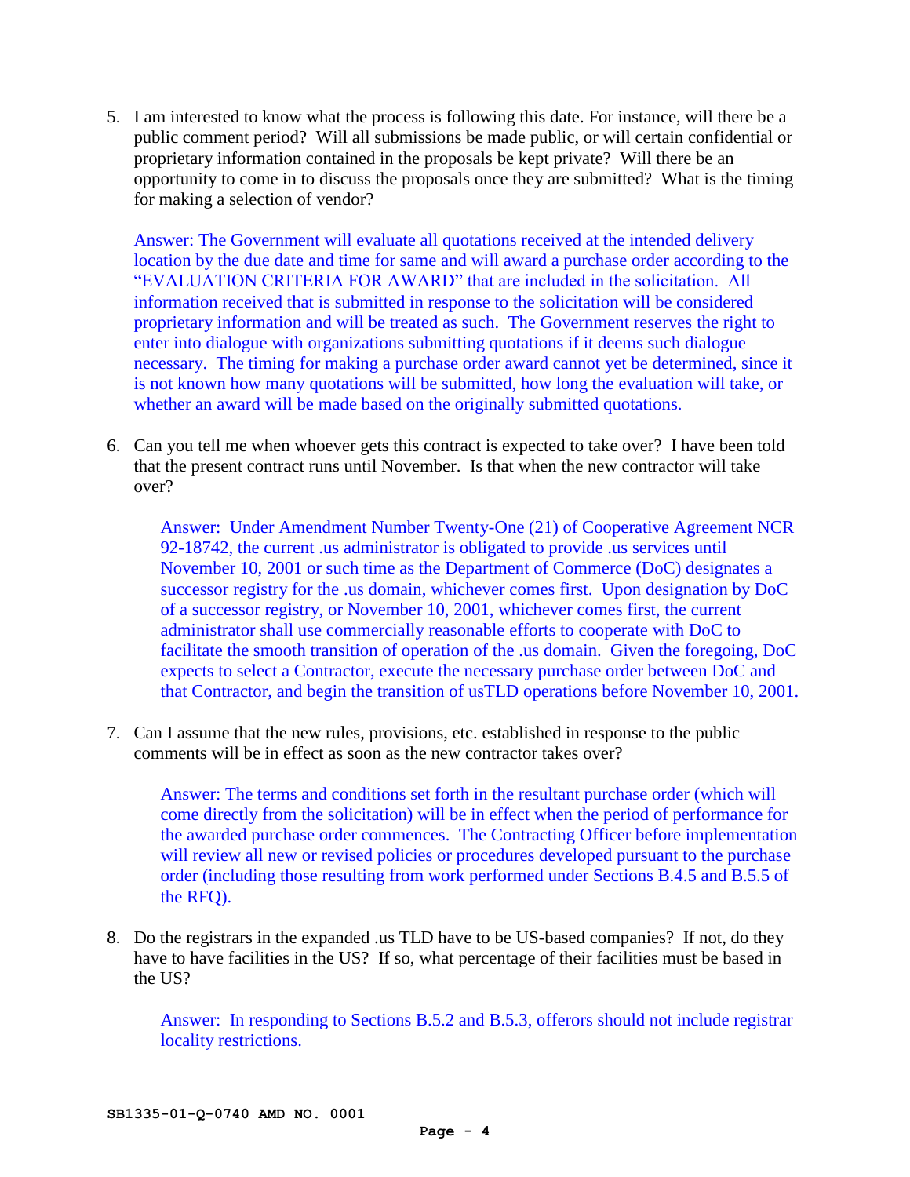5. I am interested to know what the process is following this date. For instance, will there be a public comment period? Will all submissions be made public, or will certain confidential or proprietary information contained in the proposals be kept private? Will there be an opportunity to come in to discuss the proposals once they are submitted? What is the timing for making a selection of vendor?

   Answer: The Government will evaluate all quotations received at the intended delivery location by the due date and time for same and will award a purchase order according to the "EVALUATION CRITERIA FOR AWARD" that are included in the solicitation. All information received that is submitted in response to the solicitation will be considered proprietary information and will be treated as such. The Government reserves the right to enter into dialogue with organizations submitting quotations if it deems such dialogue necessary. The timing for making a purchase order award cannot yet be determined, since it is not known how many quotations will be submitted, how long the evaluation will take, or whether an award will be made based on the originally submitted quotations.

6. Can you tell me when whoever gets this contract is expected to take over? I have been told that the present contract runs until November. Is that when the new contractor will take over?

   Answer: Under Amendment Number Twenty-One (21) of Cooperative Agreement NCR 92-18742, the current .us administrator is obligated to provide .us services until November 10, 2001 or such time as the Department of Commerce (DoC) designates a successor registry for the .us domain, whichever comes first. Upon designation by DoC of a successor registry, or November 10, 2001, whichever comes first, the current administrator shall use commercially reasonable efforts to cooperate with DoC to facilitate the smooth transition of operation of the .us domain. Given the foregoing, DoC expects to select a Contractor, execute the necessary purchase order between DoC and that Contractor, and begin the transition of usTLD operations before November 10, 2001.

7. Can I assume that the new rules, provisions, etc. established in response to the public comments will be in effect as soon as the new contractor takes over?

   Answer: The terms and conditions set forth in the resultant purchase order (which will come directly from the solicitation) will be in effect when the period of performance for the awarded purchase order commences. The Contracting Officer before implementation will review all new or revised policies or procedures developed pursuant to the purchase order (including those resulting from work performed under Sections B.4.5 and B.5.5 of the RFQ).

8. Do the registrars in the expanded .us TLD have to be US-based companies? If not, do they have to have facilities in the US? If so, what percentage of their facilities must be based in the US?

   Answer: In responding to Sections B.5.2 and B.5.3, offerors should not include registrar locality restrictions.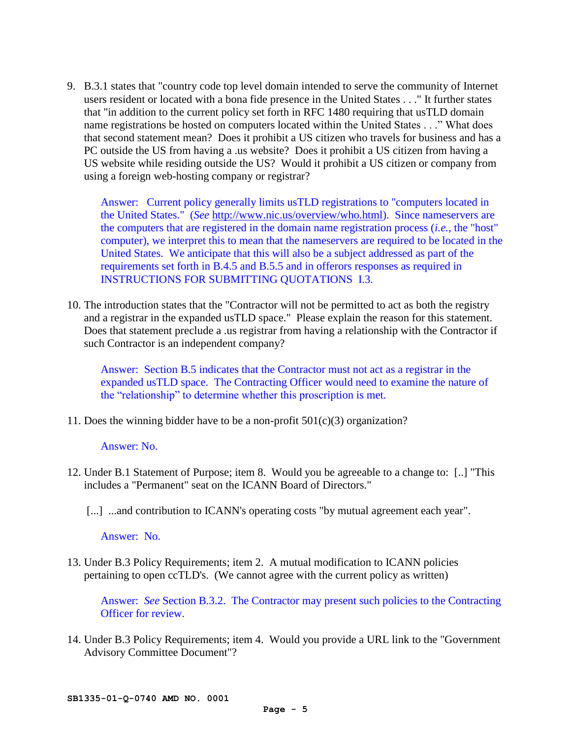9. B.3.1 states that "country code top level domain intended to serve the community of Internet users resident or located with a bona fide presence in the United States . . ." It further states that "in addition to the current policy set forth in RFC 1480 requiring that usTLD domain name registrations be hosted on computers located within the United States . . ." What does that second statement mean? Does it prohibit a US citizen who travels for business and has a PC outside the US from having a .us website? Does it prohibit a US citizen from having a US website while residing outside the US? Would it prohibit a US citizen or company from using a foreign web-hosting company or registrar?

   Answer: Current policy generally limits usTLD registrations to "computers located in the United States." (*See* http://www.nic.us/overview/who.html). Since nameservers are the computers that are registered in the domain name registration process (*i.e.*, the "host" computer), we interpret this to mean that the nameservers are required to be located in the United States. We anticipate that this will also be a subject addressed as part of the requirements set forth in B.4.5 and B.5.5 and in offerors responses as required in INSTRUCTIONS FOR SUBMITTING QUOTATIONS I.3.

10. The introduction states that the "Contractor will not be permitted to act as both the registry and a registrar in the expanded usTLD space." Please explain the reason for this statement. Does that statement preclude a .us registrar from having a relationship with the Contractor if such Contractor is an independent company?

    Answer: Section B.5 indicates that the Contractor must not act as a registrar in the expanded usTLD space. The Contracting Officer would need to examine the nature of the "relationship" to determine whether this proscription is met.

11. Does the winning bidder have to be a non-profit 501(c)(3) organization?

    Answer: No.

12. Under B.1 Statement of Purpose; item 8. Would you be agreeable to a change to: [..] "This includes a "Permanent" seat on the ICANN Board of Directors."

    [...] ...and contribution to ICANN's operating costs "by mutual agreement each year".

    Answer: No.

13. Under B.3 Policy Requirements; item 2. A mutual modification to ICANN policies pertaining to open ccTLD's. (We cannot agree with the current policy as written)

    Answer: *See* Section B.3.2. The Contractor may present such policies to the Contracting Officer for review.

14. Under B.3 Policy Requirements; item 4. Would you provide a URL link to the "Government Advisory Committee Document"?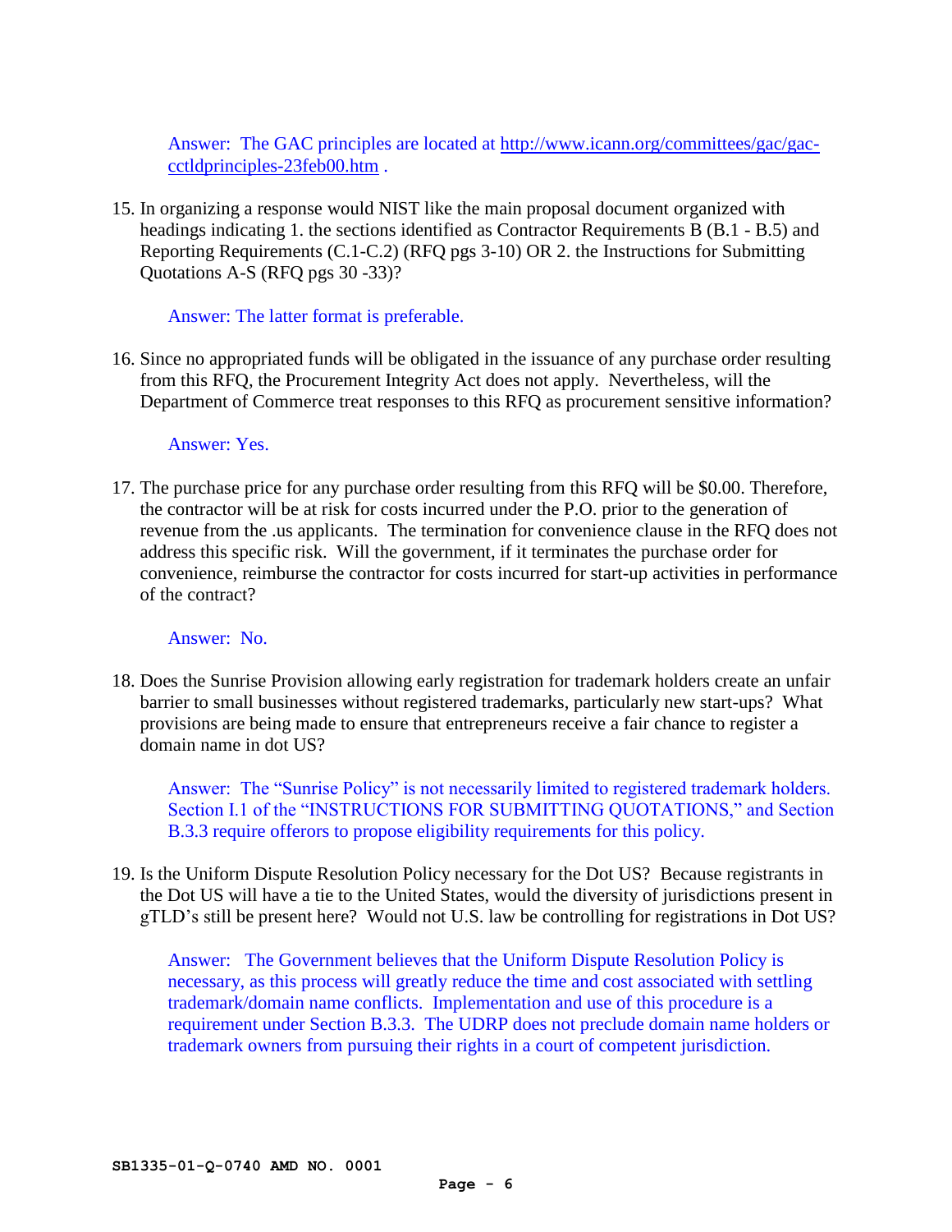Answer: The GAC principles are located at http://www.icann.org/committees/gac/gac-cctldprinciples-23feb00.htm .

15. In organizing a response would NIST like the main proposal document organized with headings indicating 1. the sections identified as Contractor Requirements B (B.1 - B.5) and Reporting Requirements (C.1-C.2) (RFQ pgs 3-10) OR 2. the Instructions for Submitting Quotations A-S (RFQ pgs 30 -33)?

    Answer: The latter format is preferable.

16. Since no appropriated funds will be obligated in the issuance of any purchase order resulting from this RFQ, the Procurement Integrity Act does not apply. Nevertheless, will the Department of Commerce treat responses to this RFQ as procurement sensitive information?

    Answer: Yes.

17. The purchase price for any purchase order resulting from this RFQ will be $0.00. Therefore, the contractor will be at risk for costs incurred under the P.O. prior to the generation of revenue from the .us applicants. The termination for convenience clause in the RFQ does not address this specific risk. Will the government, if it terminates the purchase order for convenience, reimburse the contractor for costs incurred for start-up activities in performance of the contract?

    Answer: No.

18. Does the Sunrise Provision allowing early registration for trademark holders create an unfair barrier to small businesses without registered trademarks, particularly new start-ups? What provisions are being made to ensure that entrepreneurs receive a fair chance to register a domain name in dot US?

    Answer: The "Sunrise Policy" is not necessarily limited to registered trademark holders. Section I.1 of the "INSTRUCTIONS FOR SUBMITTING QUOTATIONS," and Section B.3.3 require offerors to propose eligibility requirements for this policy.

19. Is the Uniform Dispute Resolution Policy necessary for the Dot US? Because registrants in the Dot US will have a tie to the United States, would the diversity of jurisdictions present in gTLD's still be present here? Would not U.S. law be controlling for registrations in Dot US?

    Answer: The Government believes that the Uniform Dispute Resolution Policy is necessary, as this process will greatly reduce the time and cost associated with settling trademark/domain name conflicts. Implementation and use of this procedure is a requirement under Section B.3.3. The UDRP does not preclude domain name holders or trademark owners from pursuing their rights in a court of competent jurisdiction.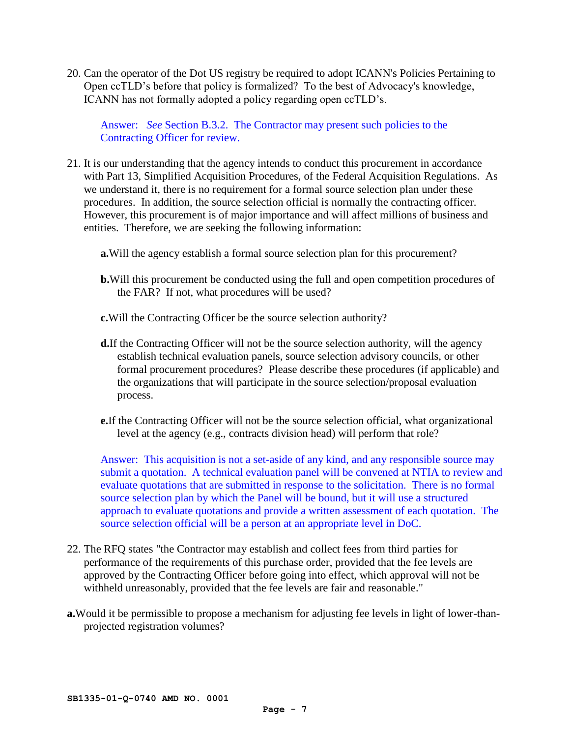20. Can the operator of the Dot US registry be required to adopt ICANN's Policies Pertaining to Open ccTLD's before that policy is formalized? To the best of Advocacy's knowledge, ICANN has not formally adopted a policy regarding open ccTLD's.

    Answer: *See* Section B.3.2. The Contractor may present such policies to the Contracting Officer for review.

21. It is our understanding that the agency intends to conduct this procurement in accordance with Part 13, Simplified Acquisition Procedures, of the Federal Acquisition Regulations. As we understand it, there is no requirement for a formal source selection plan under these procedures. In addition, the source selection official is normally the contracting officer. However, this procurement is of major importance and will affect millions of business and entities. Therefore, we are seeking the following information:

    **a.** Will the agency establish a formal source selection plan for this procurement?

    **b.** Will this procurement be conducted using the full and open competition procedures of the FAR? If not, what procedures will be used?

    **c.** Will the Contracting Officer be the source selection authority?

    **d.** If the Contracting Officer will not be the source selection authority, will the agency establish technical evaluation panels, source selection advisory councils, or other formal procurement procedures? Please describe these procedures (if applicable) and the organizations that will participate in the source selection/proposal evaluation process.

    **e.** If the Contracting Officer will not be the source selection official, what organizational level at the agency (e.g., contracts division head) will perform that role?

    Answer: This acquisition is not a set-aside of any kind, and any responsible source may submit a quotation. A technical evaluation panel will be convened at NTIA to review and evaluate quotations that are submitted in response to the solicitation. There is no formal source selection plan by which the Panel will be bound, but it will use a structured approach to evaluate quotations and provide a written assessment of each quotation. The source selection official will be a person at an appropriate level in DoC.

22. The RFQ states "the Contractor may establish and collect fees from third parties for performance of the requirements of this purchase order, provided that the fee levels are approved by the Contracting Officer before going into effect, which approval will not be withheld unreasonably, provided that the fee levels are fair and reasonable."

**a.** Would it be permissible to propose a mechanism for adjusting fee levels in light of lower-than-projected registration volumes?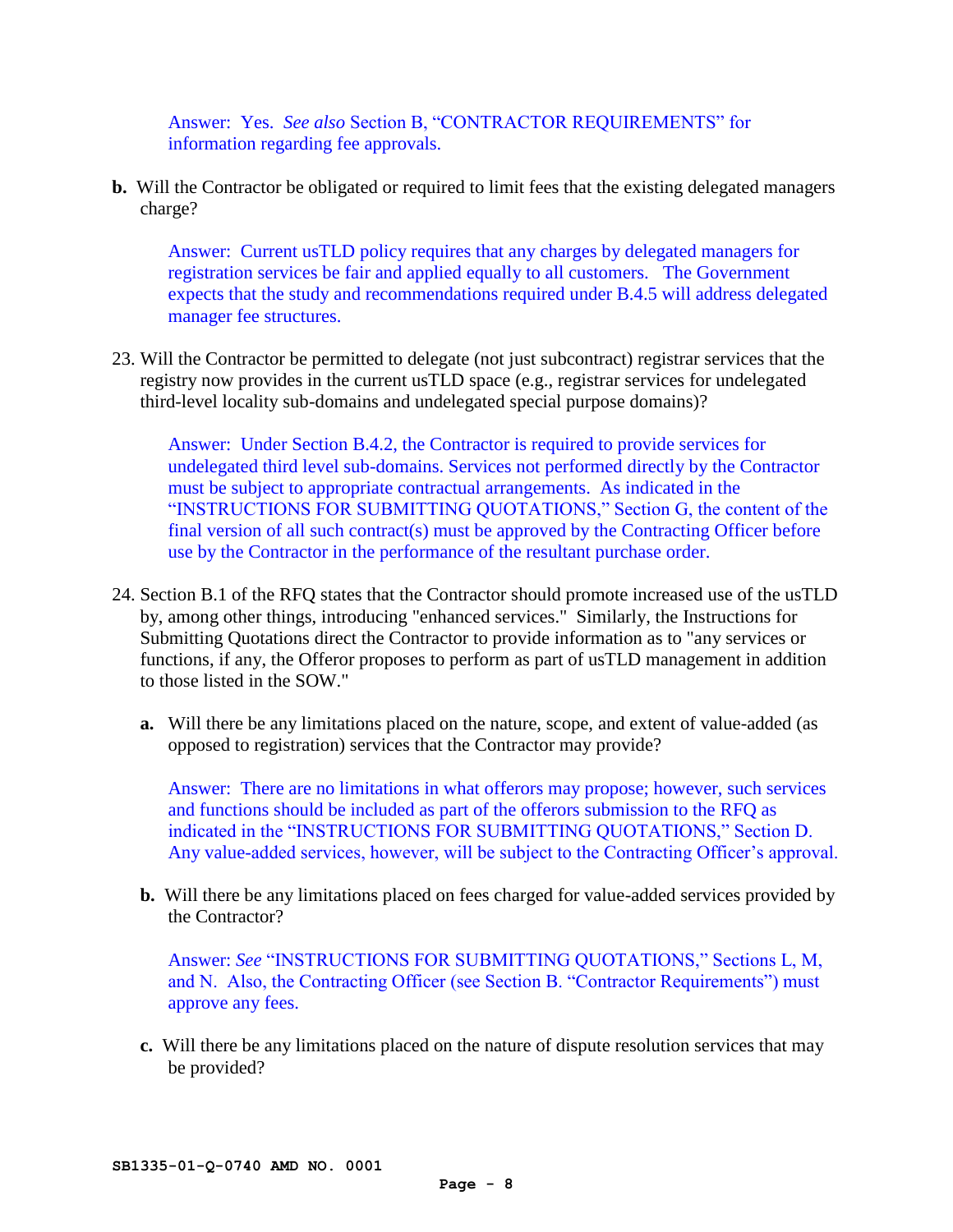Answer: Yes. *See also* Section B, "CONTRACTOR REQUIREMENTS" for information regarding fee approvals.

**b.** Will the Contractor be obligated or required to limit fees that the existing delegated managers charge?

Answer: Current usTLD policy requires that any charges by delegated managers for registration services be fair and applied equally to all customers. The Government expects that the study and recommendations required under B.4.5 will address delegated manager fee structures.

23. Will the Contractor be permitted to delegate (not just subcontract) registrar services that the registry now provides in the current usTLD space (e.g., registrar services for undelegated third-level locality sub-domains and undelegated special purpose domains)?

Answer: Under Section B.4.2, the Contractor is required to provide services for undelegated third level sub-domains. Services not performed directly by the Contractor must be subject to appropriate contractual arrangements. As indicated in the "INSTRUCTIONS FOR SUBMITTING QUOTATIONS," Section G, the content of the final version of all such contract(s) must be approved by the Contracting Officer before use by the Contractor in the performance of the resultant purchase order.

24. Section B.1 of the RFQ states that the Contractor should promote increased use of the usTLD by, among other things, introducing "enhanced services." Similarly, the Instructions for Submitting Quotations direct the Contractor to provide information as to "any services or functions, if any, the Offeror proposes to perform as part of usTLD management in addition to those listed in the SOW."

**a.** Will there be any limitations placed on the nature, scope, and extent of value-added (as opposed to registration) services that the Contractor may provide?

Answer: There are no limitations in what offerors may propose; however, such services and functions should be included as part of the offerors submission to the RFQ as indicated in the "INSTRUCTIONS FOR SUBMITTING QUOTATIONS," Section D. Any value-added services, however, will be subject to the Contracting Officer's approval.

**b.** Will there be any limitations placed on fees charged for value-added services provided by the Contractor?

Answer: *See* "INSTRUCTIONS FOR SUBMITTING QUOTATIONS," Sections L, M, and N. Also, the Contracting Officer (see Section B. "Contractor Requirements") must approve any fees.

**c.** Will there be any limitations placed on the nature of dispute resolution services that may be provided?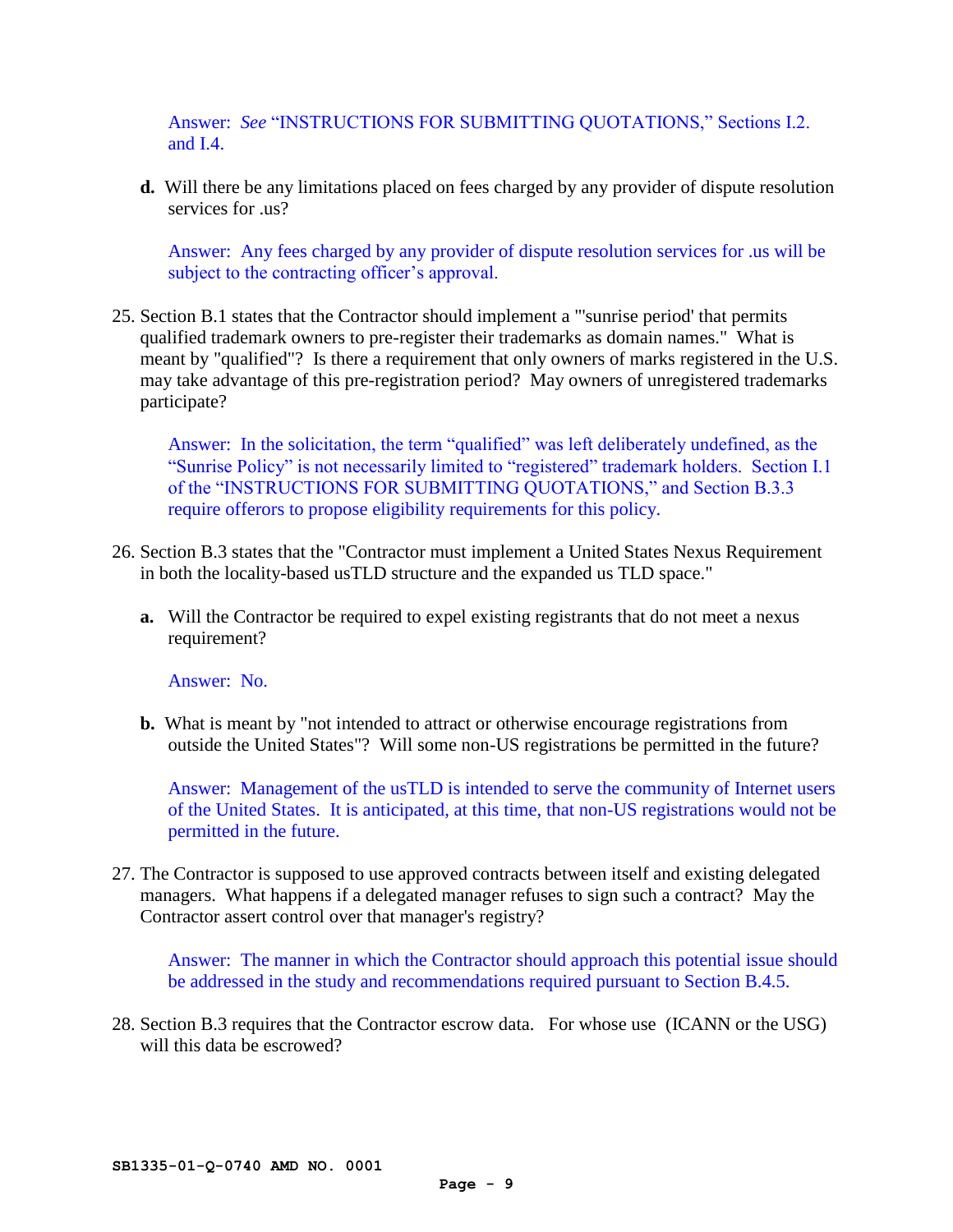Answer: *See* "INSTRUCTIONS FOR SUBMITTING QUOTATIONS," Sections I.2. and I.4.

**d.** Will there be any limitations placed on fees charged by any provider of dispute resolution services for .us?

Answer: Any fees charged by any provider of dispute resolution services for .us will be subject to the contracting officer's approval.

25. Section B.1 states that the Contractor should implement a "'sunrise period' that permits qualified trademark owners to pre-register their trademarks as domain names." What is meant by "qualified"? Is there a requirement that only owners of marks registered in the U.S. may take advantage of this pre-registration period? May owners of unregistered trademarks participate?

    Answer: In the solicitation, the term "qualified" was left deliberately undefined, as the "Sunrise Policy" is not necessarily limited to "registered" trademark holders. Section I.1 of the "INSTRUCTIONS FOR SUBMITTING QUOTATIONS," and Section B.3.3 require offerors to propose eligibility requirements for this policy.

26. Section B.3 states that the "Contractor must implement a United States Nexus Requirement in both the locality-based usTLD structure and the expanded us TLD space."

    **a.** Will the Contractor be required to expel existing registrants that do not meet a nexus requirement?

    Answer: No.

    **b.** What is meant by "not intended to attract or otherwise encourage registrations from outside the United States"? Will some non-US registrations be permitted in the future?

    Answer: Management of the usTLD is intended to serve the community of Internet users of the United States. It is anticipated, at this time, that non-US registrations would not be permitted in the future.

27. The Contractor is supposed to use approved contracts between itself and existing delegated managers. What happens if a delegated manager refuses to sign such a contract? May the Contractor assert control over that manager's registry?

    Answer: The manner in which the Contractor should approach this potential issue should be addressed in the study and recommendations required pursuant to Section B.4.5.

28. Section B.3 requires that the Contractor escrow data. For whose use (ICANN or the USG) will this data be escrowed?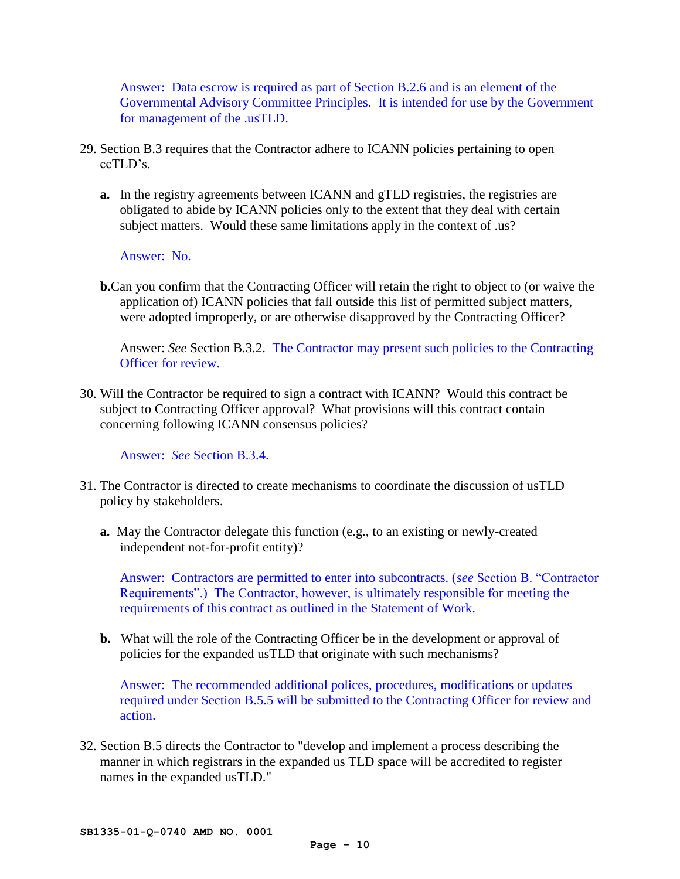Answer: Data escrow is required as part of Section B.2.6 and is an element of the Governmental Advisory Committee Principles. It is intended for use by the Government for management of the .usTLD.

29. Section B.3 requires that the Contractor adhere to ICANN policies pertaining to open ccTLD's.

    **a.** In the registry agreements between ICANN and gTLD registries, the registries are obligated to abide by ICANN policies only to the extent that they deal with certain subject matters. Would these same limitations apply in the context of .us?

    Answer: No.

    **b.** Can you confirm that the Contracting Officer will retain the right to object to (or waive the application of) ICANN policies that fall outside this list of permitted subject matters, were adopted improperly, or are otherwise disapproved by the Contracting Officer?

    Answer: *See* Section B.3.2. The Contractor may present such policies to the Contracting Officer for review.

30. Will the Contractor be required to sign a contract with ICANN? Would this contract be subject to Contracting Officer approval? What provisions will this contract contain concerning following ICANN consensus policies?

    Answer: *See* Section B.3.4.

31. The Contractor is directed to create mechanisms to coordinate the discussion of usTLD policy by stakeholders.

    **a.** May the Contractor delegate this function (e.g., to an existing or newly-created independent not-for-profit entity)?

    Answer: Contractors are permitted to enter into subcontracts. (*see* Section B. "Contractor Requirements".) The Contractor, however, is ultimately responsible for meeting the requirements of this contract as outlined in the Statement of Work.

    **b.** What will the role of the Contracting Officer be in the development or approval of policies for the expanded usTLD that originate with such mechanisms?

    Answer: The recommended additional polices, procedures, modifications or updates required under Section B.5.5 will be submitted to the Contracting Officer for review and action.

32. Section B.5 directs the Contractor to "develop and implement a process describing the manner in which registrars in the expanded us TLD space will be accredited to register names in the expanded usTLD."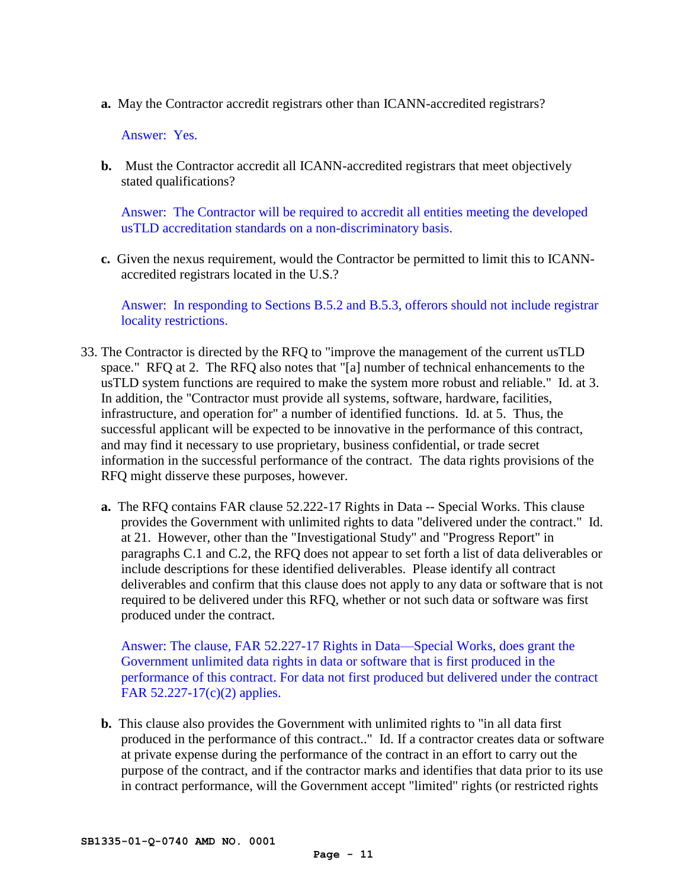**a.** May the Contractor accredit registrars other than ICANN-accredited registrars?

Answer: Yes.

**b.** Must the Contractor accredit all ICANN-accredited registrars that meet objectively stated qualifications?

Answer: The Contractor will be required to accredit all entities meeting the developed usTLD accreditation standards on a non-discriminatory basis.

**c.** Given the nexus requirement, would the Contractor be permitted to limit this to ICANN-accredited registrars located in the U.S.?

Answer: In responding to Sections B.5.2 and B.5.3, offerors should not include registrar locality restrictions.

33. The Contractor is directed by the RFQ to "improve the management of the current usTLD space." RFQ at 2. The RFQ also notes that "[a] number of technical enhancements to the usTLD system functions are required to make the system more robust and reliable." Id. at 3. In addition, the "Contractor must provide all systems, software, hardware, facilities, infrastructure, and operation for" a number of identified functions. Id. at 5. Thus, the successful applicant will be expected to be innovative in the performance of this contract, and may find it necessary to use proprietary, business confidential, or trade secret information in the successful performance of the contract. The data rights provisions of the RFQ might disserve these purposes, however.

    **a.** The RFQ contains FAR clause 52.222-17 Rights in Data -- Special Works. This clause provides the Government with unlimited rights to data "delivered under the contract." Id. at 21. However, other than the "Investigational Study" and "Progress Report" in paragraphs C.1 and C.2, the RFQ does not appear to set forth a list of data deliverables or include descriptions for these identified deliverables. Please identify all contract deliverables and confirm that this clause does not apply to any data or software that is not required to be delivered under this RFQ, whether or not such data or software was first produced under the contract.

    Answer: The clause, FAR 52.227-17 Rights in Data—Special Works, does grant the Government unlimited data rights in data or software that is first produced in the performance of this contract. For data not first produced but delivered under the contract FAR 52.227-17(c)(2) applies.

    **b.** This clause also provides the Government with unlimited rights to "in all data first produced in the performance of this contract.." Id. If a contractor creates data or software at private expense during the performance of the contract in an effort to carry out the purpose of the contract, and if the contractor marks and identifies that data prior to its use in contract performance, will the Government accept "limited" rights (or restricted rights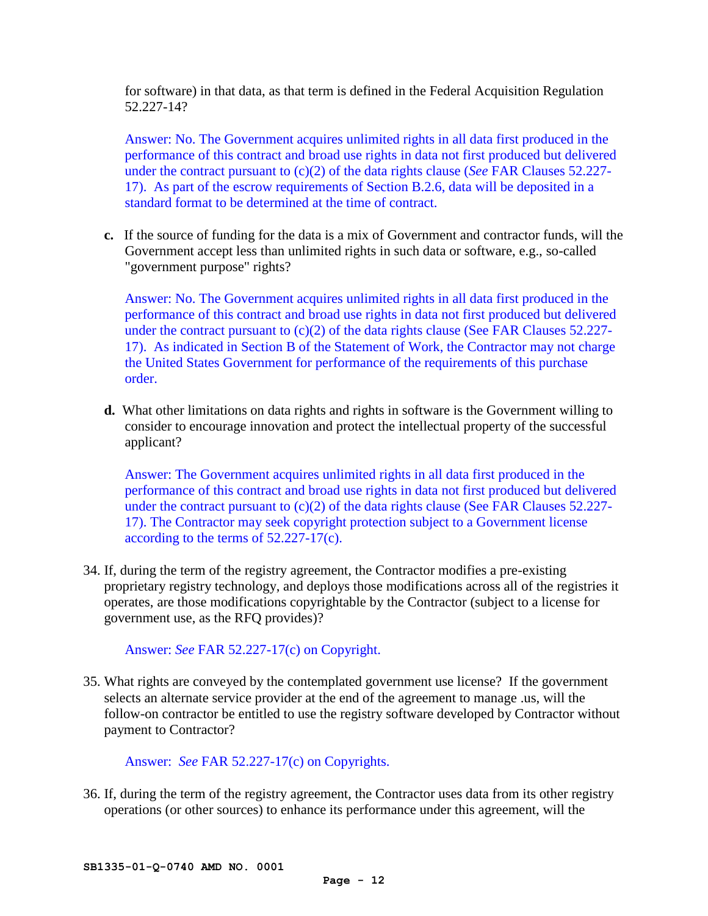for software) in that data, as that term is defined in the Federal Acquisition Regulation 52.227-14?

Answer: No. The Government acquires unlimited rights in all data first produced in the performance of this contract and broad use rights in data not first produced but delivered under the contract pursuant to (c)(2) of the data rights clause (*See* FAR Clauses 52.227-17). As part of the escrow requirements of Section B.2.6, data will be deposited in a standard format to be determined at the time of contract.

**c.** If the source of funding for the data is a mix of Government and contractor funds, will the Government accept less than unlimited rights in such data or software, e.g., so-called "government purpose" rights?

Answer: No. The Government acquires unlimited rights in all data first produced in the performance of this contract and broad use rights in data not first produced but delivered under the contract pursuant to (c)(2) of the data rights clause (See FAR Clauses 52.227-17). As indicated in Section B of the Statement of Work, the Contractor may not charge the United States Government for performance of the requirements of this purchase order.

**d.** What other limitations on data rights and rights in software is the Government willing to consider to encourage innovation and protect the intellectual property of the successful applicant?

Answer: The Government acquires unlimited rights in all data first produced in the performance of this contract and broad use rights in data not first produced but delivered under the contract pursuant to (c)(2) of the data rights clause (See FAR Clauses 52.227-17). The Contractor may seek copyright protection subject to a Government license according to the terms of 52.227-17(c).

34. If, during the term of the registry agreement, the Contractor modifies a pre-existing proprietary registry technology, and deploys those modifications across all of the registries it operates, are those modifications copyrightable by the Contractor (subject to a license for government use, as the RFQ provides)?

    Answer: *See* FAR 52.227-17(c) on Copyright.

35. What rights are conveyed by the contemplated government use license? If the government selects an alternate service provider at the end of the agreement to manage .us, will the follow-on contractor be entitled to use the registry software developed by Contractor without payment to Contractor?

    Answer: *See* FAR 52.227-17(c) on Copyrights.

36. If, during the term of the registry agreement, the Contractor uses data from its other registry operations (or other sources) to enhance its performance under this agreement, will the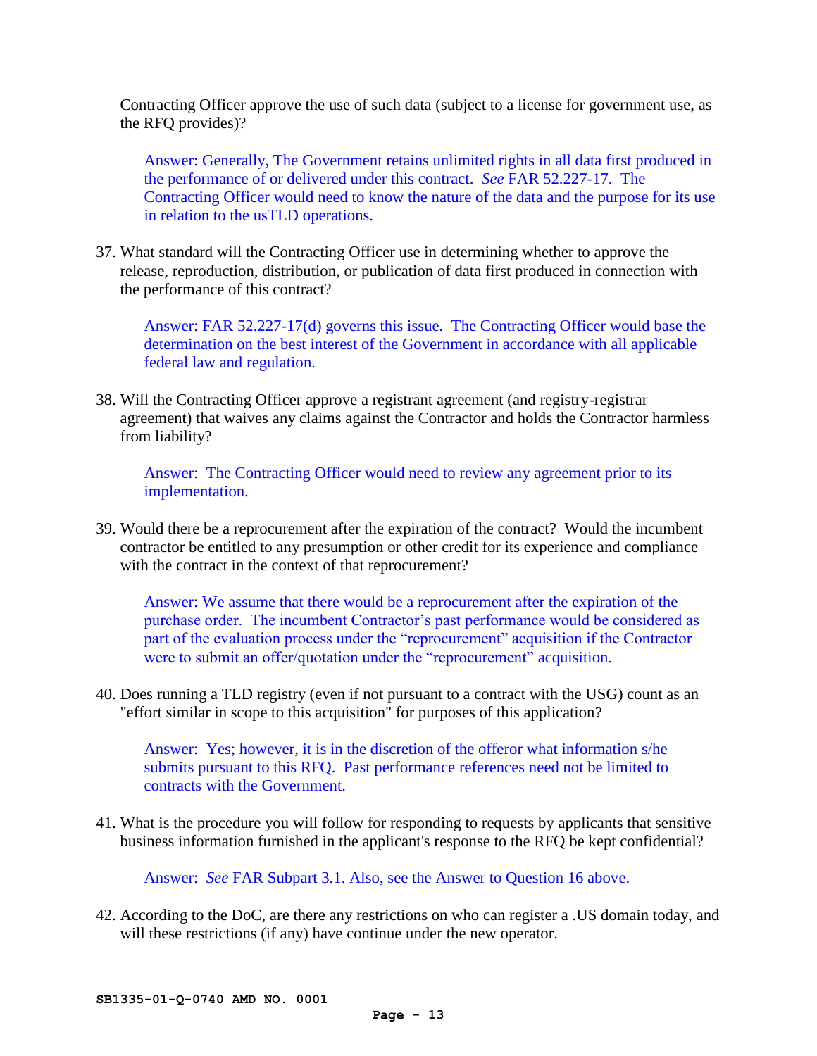Contracting Officer approve the use of such data (subject to a license for government use, as the RFQ provides)?

> Answer: Generally, The Government retains unlimited rights in all data first produced in the performance of or delivered under this contract. *See* FAR 52.227-17. The Contracting Officer would need to know the nature of the data and the purpose for its use in relation to the usTLD operations.

37. What standard will the Contracting Officer use in determining whether to approve the release, reproduction, distribution, or publication of data first produced in connection with the performance of this contract?

    > Answer: FAR 52.227-17(d) governs this issue. The Contracting Officer would base the determination on the best interest of the Government in accordance with all applicable federal law and regulation.

38. Will the Contracting Officer approve a registrant agreement (and registry-registrar agreement) that waives any claims against the Contractor and holds the Contractor harmless from liability?

    > Answer: The Contracting Officer would need to review any agreement prior to its implementation.

39. Would there be a reprocurement after the expiration of the contract? Would the incumbent contractor be entitled to any presumption or other credit for its experience and compliance with the contract in the context of that reprocurement?

    > Answer: We assume that there would be a reprocurement after the expiration of the purchase order. The incumbent Contractor's past performance would be considered as part of the evaluation process under the "reprocurement" acquisition if the Contractor were to submit an offer/quotation under the "reprocurement" acquisition.

40. Does running a TLD registry (even if not pursuant to a contract with the USG) count as an "effort similar in scope to this acquisition" for purposes of this application?

    > Answer: Yes; however, it is in the discretion of the offeror what information s/he submits pursuant to this RFQ. Past performance references need not be limited to contracts with the Government.

41. What is the procedure you will follow for responding to requests by applicants that sensitive business information furnished in the applicant's response to the RFQ be kept confidential?

    > Answer: *See* FAR Subpart 3.1. Also, see the Answer to Question 16 above.

42. According to the DoC, are there any restrictions on who can register a .US domain today, and will these restrictions (if any) have continue under the new operator.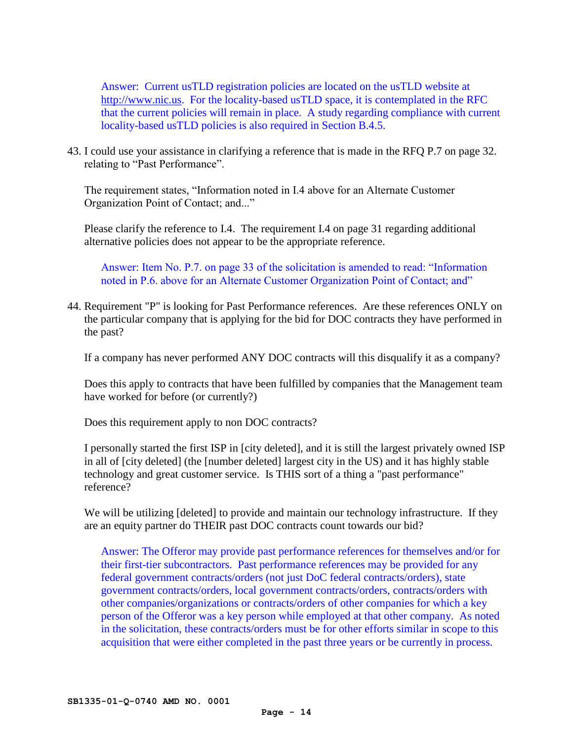Answer: Current usTLD registration policies are located on the usTLD website at http://www.nic.us. For the locality-based usTLD space, it is contemplated in the RFC that the current policies will remain in place. A study regarding compliance with current locality-based usTLD policies is also required in Section B.4.5.

43. I could use your assistance in clarifying a reference that is made in the RFQ P.7 on page 32. relating to "Past Performance".

    The requirement states, "Information noted in I.4 above for an Alternate Customer Organization Point of Contact; and..."

    Please clarify the reference to I.4. The requirement I.4 on page 31 regarding additional alternative policies does not appear to be the appropriate reference.

    Answer: Item No. P.7. on page 33 of the solicitation is amended to read: "Information noted in P.6. above for an Alternate Customer Organization Point of Contact; and"

44. Requirement "P" is looking for Past Performance references. Are these references ONLY on the particular company that is applying for the bid for DOC contracts they have performed in the past?

    If a company has never performed ANY DOC contracts will this disqualify it as a company?

    Does this apply to contracts that have been fulfilled by companies that the Management team have worked for before (or currently?)

    Does this requirement apply to non DOC contracts?

    I personally started the first ISP in [city deleted], and it is still the largest privately owned ISP in all of [city deleted] (the [number deleted] largest city in the US) and it has highly stable technology and great customer service. Is THIS sort of a thing a "past performance" reference?

    We will be utilizing [deleted] to provide and maintain our technology infrastructure. If they are an equity partner do THEIR past DOC contracts count towards our bid?

    Answer: The Offeror may provide past performance references for themselves and/or for their first-tier subcontractors. Past performance references may be provided for any federal government contracts/orders (not just DoC federal contracts/orders), state government contracts/orders, local government contracts/orders, contracts/orders with other companies/organizations or contracts/orders of other companies for which a key person of the Offeror was a key person while employed at that other company. As noted in the solicitation, these contracts/orders must be for other efforts similar in scope to this acquisition that were either completed in the past three years or be currently in process.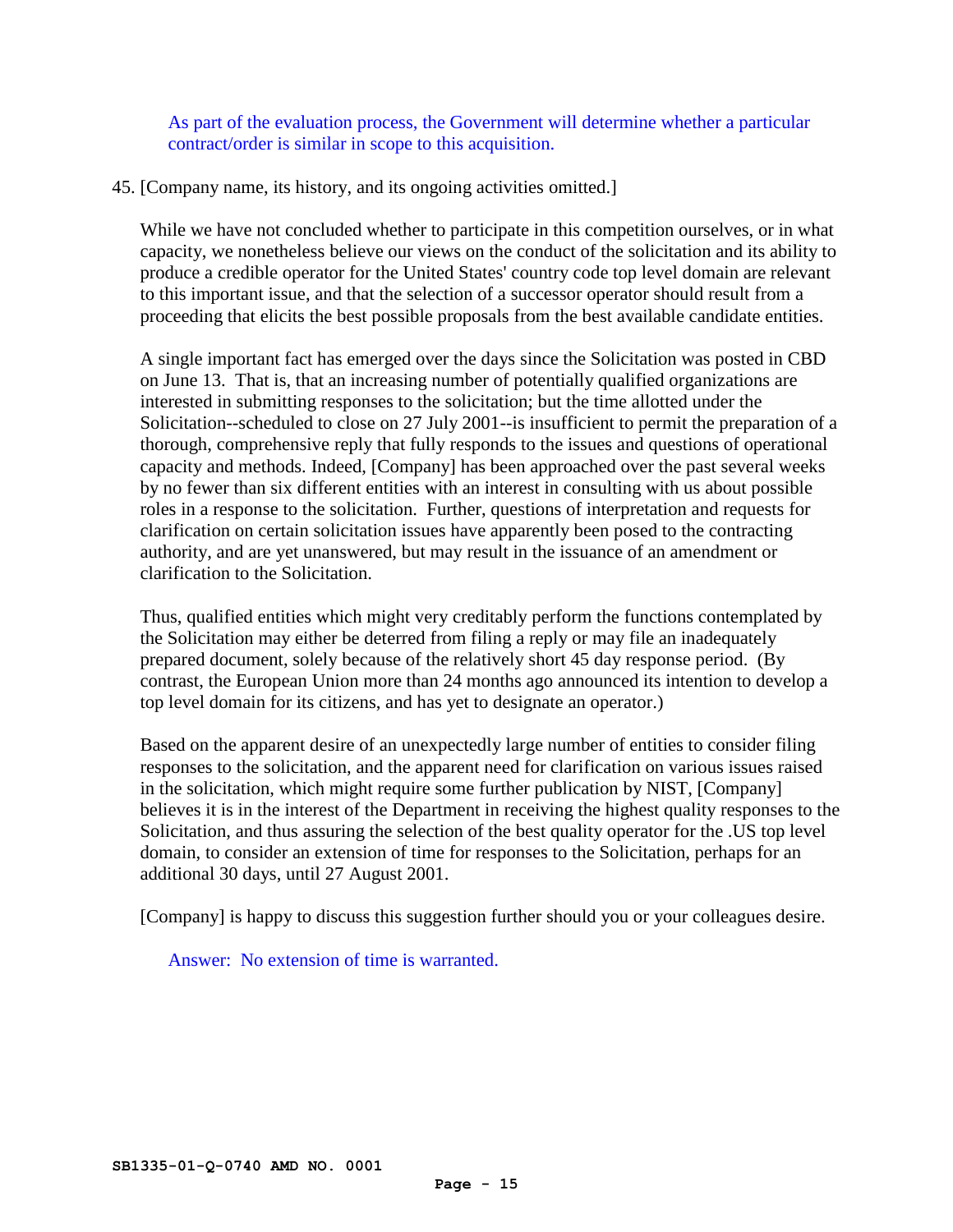As part of the evaluation process, the Government will determine whether a particular contract/order is similar in scope to this acquisition.

45. [Company name, its history, and its ongoing activities omitted.]

While we have not concluded whether to participate in this competition ourselves, or in what capacity, we nonetheless believe our views on the conduct of the solicitation and its ability to produce a credible operator for the United States' country code top level domain are relevant to this important issue, and that the selection of a successor operator should result from a proceeding that elicits the best possible proposals from the best available candidate entities.

A single important fact has emerged over the days since the Solicitation was posted in CBD on June 13. That is, that an increasing number of potentially qualified organizations are interested in submitting responses to the solicitation; but the time allotted under the Solicitation--scheduled to close on 27 July 2001--is insufficient to permit the preparation of a thorough, comprehensive reply that fully responds to the issues and questions of operational capacity and methods. Indeed, [Company] has been approached over the past several weeks by no fewer than six different entities with an interest in consulting with us about possible roles in a response to the solicitation. Further, questions of interpretation and requests for clarification on certain solicitation issues have apparently been posed to the contracting authority, and are yet unanswered, but may result in the issuance of an amendment or clarification to the Solicitation.

Thus, qualified entities which might very creditably perform the functions contemplated by the Solicitation may either be deterred from filing a reply or may file an inadequately prepared document, solely because of the relatively short 45 day response period. (By contrast, the European Union more than 24 months ago announced its intention to develop a top level domain for its citizens, and has yet to designate an operator.)

Based on the apparent desire of an unexpectedly large number of entities to consider filing responses to the solicitation, and the apparent need for clarification on various issues raised in the solicitation, which might require some further publication by NIST, [Company] believes it is in the interest of the Department in receiving the highest quality responses to the Solicitation, and thus assuring the selection of the best quality operator for the .US top level domain, to consider an extension of time for responses to the Solicitation, perhaps for an additional 30 days, until 27 August 2001.

[Company] is happy to discuss this suggestion further should you or your colleagues desire.

Answer: No extension of time is warranted.